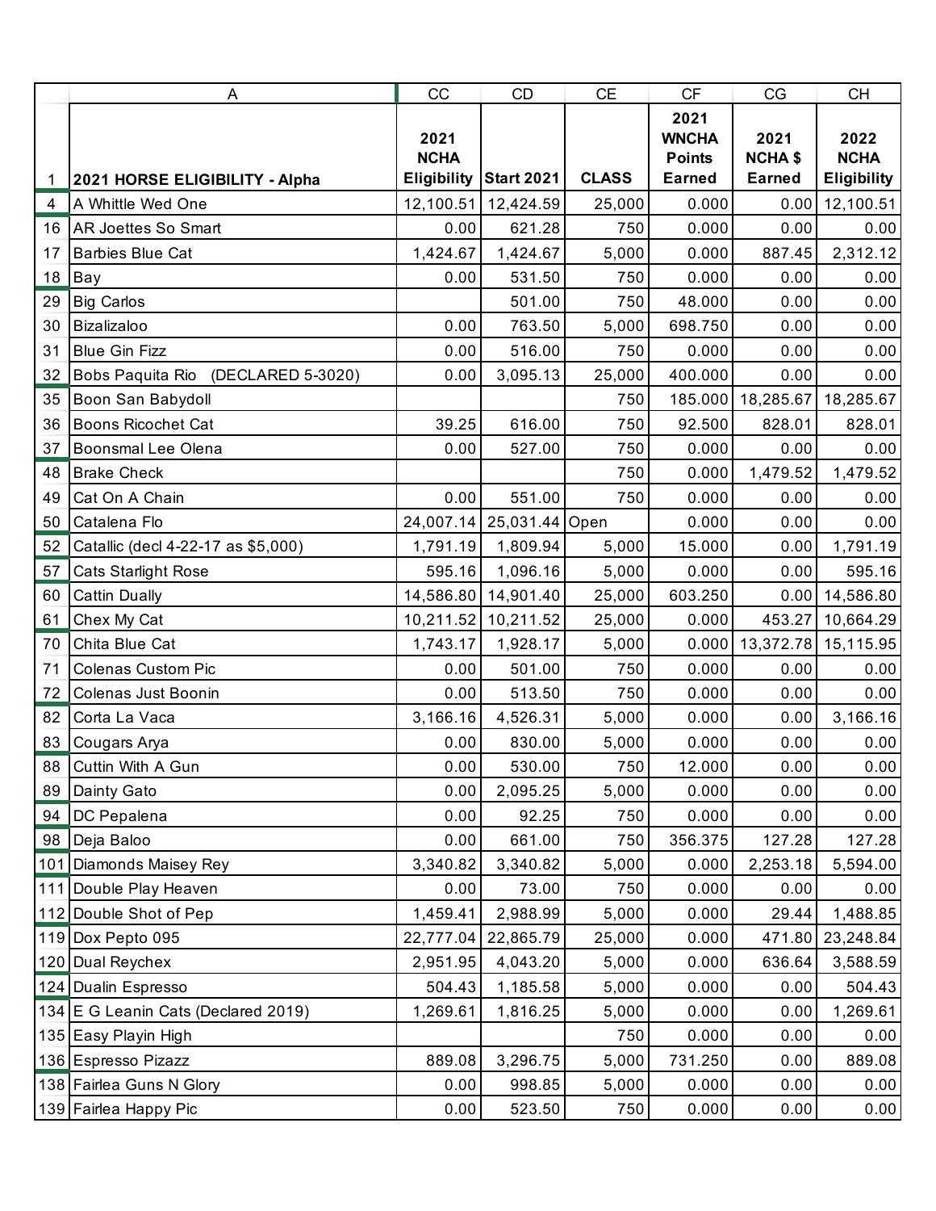|  | A | CC | CD | CE | CF | CG | CH |
|---|---|---|---|---|---|---|---|
| 1 | **2021 HORSE ELIGIBILITY - Alpha** | **2021 NCHA Eligibility** | **Start 2021** | **CLASS** | **2021 WNCHA Points Earned** | **2021 NCHA $ Earned** | **2022 NCHA Eligibility** |
| 4 | A Whittle Wed One | 12,100.51 | 12,424.59 | 25,000 | 0.000 | 0.00 | 12,100.51 |
| 16 | AR Joettes So Smart | 0.00 | 621.28 | 750 | 0.000 | 0.00 | 0.00 |
| 17 | Barbies Blue Cat | 1,424.67 | 1,424.67 | 5,000 | 0.000 | 887.45 | 2,312.12 |
| 18 | Bay | 0.00 | 531.50 | 750 | 0.000 | 0.00 | 0.00 |
| 29 | Big Carlos |  | 501.00 | 750 | 48.000 | 0.00 | 0.00 |
| 30 | Bizalizaloo | 0.00 | 763.50 | 5,000 | 698.750 | 0.00 | 0.00 |
| 31 | Blue Gin Fizz | 0.00 | 516.00 | 750 | 0.000 | 0.00 | 0.00 |
| 32 | Bobs Paquita Rio (DECLARED 5-3020) | 0.00 | 3,095.13 | 25,000 | 400.000 | 0.00 | 0.00 |
| 35 | Boon San Babydoll |  |  | 750 | 185.000 | 18,285.67 | 18,285.67 |
| 36 | Boons Ricochet Cat | 39.25 | 616.00 | 750 | 92.500 | 828.01 | 828.01 |
| 37 | Boonsmal Lee Olena | 0.00 | 527.00 | 750 | 0.000 | 0.00 | 0.00 |
| 48 | Brake Check |  |  | 750 | 0.000 | 1,479.52 | 1,479.52 |
| 49 | Cat On A Chain | 0.00 | 551.00 | 750 | 0.000 | 0.00 | 0.00 |
| 50 | Catalena Flo | 24,007.14 | 25,031.44 | Open | 0.000 | 0.00 | 0.00 |
| 52 | Catallic (decl 4-22-17 as $5,000) | 1,791.19 | 1,809.94 | 5,000 | 15.000 | 0.00 | 1,791.19 |
| 57 | Cats Starlight Rose | 595.16 | 1,096.16 | 5,000 | 0.000 | 0.00 | 595.16 |
| 60 | Cattin Dually | 14,586.80 | 14,901.40 | 25,000 | 603.250 | 0.00 | 14,586.80 |
| 61 | Chex My Cat | 10,211.52 | 10,211.52 | 25,000 | 0.000 | 453.27 | 10,664.29 |
| 70 | Chita Blue Cat | 1,743.17 | 1,928.17 | 5,000 | 0.000 | 13,372.78 | 15,115.95 |
| 71 | Colenas Custom Pic | 0.00 | 501.00 | 750 | 0.000 | 0.00 | 0.00 |
| 72 | Colenas Just Boonin | 0.00 | 513.50 | 750 | 0.000 | 0.00 | 0.00 |
| 82 | Corta La Vaca | 3,166.16 | 4,526.31 | 5,000 | 0.000 | 0.00 | 3,166.16 |
| 83 | Cougars Arya | 0.00 | 830.00 | 5,000 | 0.000 | 0.00 | 0.00 |
| 88 | Cuttin With A Gun | 0.00 | 530.00 | 750 | 12.000 | 0.00 | 0.00 |
| 89 | Dainty Gato | 0.00 | 2,095.25 | 5,000 | 0.000 | 0.00 | 0.00 |
| 94 | DC Pepalena | 0.00 | 92.25 | 750 | 0.000 | 0.00 | 0.00 |
| 98 | Deja Baloo | 0.00 | 661.00 | 750 | 356.375 | 127.28 | 127.28 |
| 101 | Diamonds Maisey Rey | 3,340.82 | 3,340.82 | 5,000 | 0.000 | 2,253.18 | 5,594.00 |
| 111 | Double Play Heaven | 0.00 | 73.00 | 750 | 0.000 | 0.00 | 0.00 |
| 112 | Double Shot of Pep | 1,459.41 | 2,988.99 | 5,000 | 0.000 | 29.44 | 1,488.85 |
| 119 | Dox Pepto 095 | 22,777.04 | 22,865.79 | 25,000 | 0.000 | 471.80 | 23,248.84 |
| 120 | Dual Reychex | 2,951.95 | 4,043.20 | 5,000 | 0.000 | 636.64 | 3,588.59 |
| 124 | Dualin Espresso | 504.43 | 1,185.58 | 5,000 | 0.000 | 0.00 | 504.43 |
| 134 | E G Leanin Cats (Declared 2019) | 1,269.61 | 1,816.25 | 5,000 | 0.000 | 0.00 | 1,269.61 |
| 135 | Easy Playin High |  |  | 750 | 0.000 | 0.00 | 0.00 |
| 136 | Espresso Pizazz | 889.08 | 3,296.75 | 5,000 | 731.250 | 0.00 | 889.08 |
| 138 | Fairlea Guns N Glory | 0.00 | 998.85 | 5,000 | 0.000 | 0.00 | 0.00 |
| 139 | Fairlea Happy Pic | 0.00 | 523.50 | 750 | 0.000 | 0.00 | 0.00 |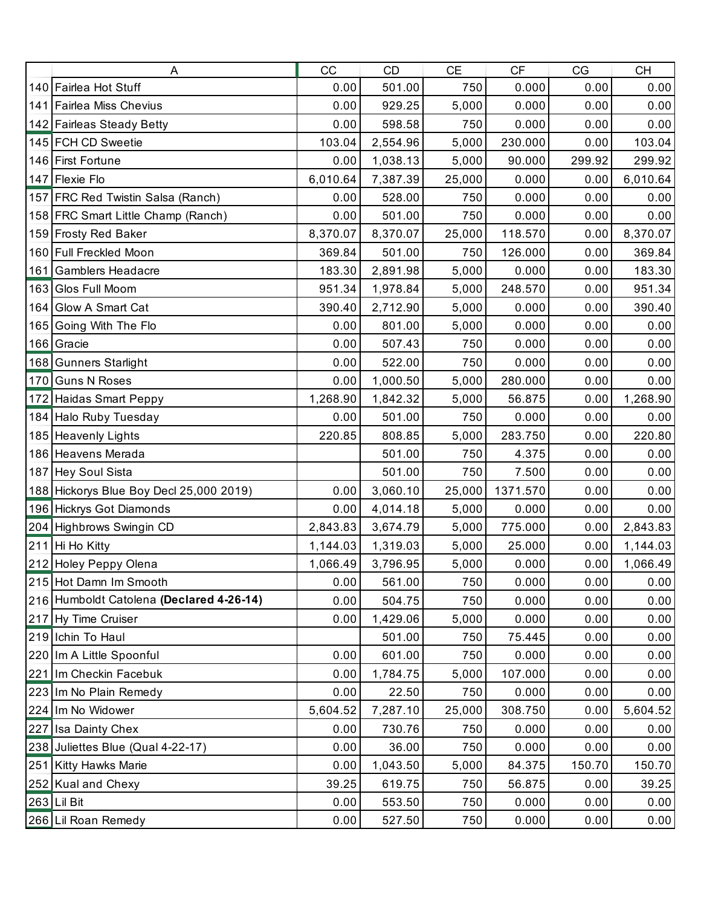| | A | CC | CD | CE | CF | CG | CH |
|---|---|---|---|---|---|---|---|
| 140 | Fairlea Hot Stuff | 0.00 | 501.00 | 750 | 0.000 | 0.00 | 0.00 |
| 141 | Fairlea Miss Chevius | 0.00 | 929.25 | 5,000 | 0.000 | 0.00 | 0.00 |
| 142 | Fairleas Steady Betty | 0.00 | 598.58 | 750 | 0.000 | 0.00 | 0.00 |
| 145 | FCH CD Sweetie | 103.04 | 2,554.96 | 5,000 | 230.000 | 0.00 | 103.04 |
| 146 | First Fortune | 0.00 | 1,038.13 | 5,000 | 90.000 | 299.92 | 299.92 |
| 147 | Flexie Flo | 6,010.64 | 7,387.39 | 25,000 | 0.000 | 0.00 | 6,010.64 |
| 157 | FRC Red Twistin Salsa (Ranch) | 0.00 | 528.00 | 750 | 0.000 | 0.00 | 0.00 |
| 158 | FRC Smart Little Champ (Ranch) | 0.00 | 501.00 | 750 | 0.000 | 0.00 | 0.00 |
| 159 | Frosty Red Baker | 8,370.07 | 8,370.07 | 25,000 | 118.570 | 0.00 | 8,370.07 |
| 160 | Full Freckled Moon | 369.84 | 501.00 | 750 | 126.000 | 0.00 | 369.84 |
| 161 | Gamblers Headacre | 183.30 | 2,891.98 | 5,000 | 0.000 | 0.00 | 183.30 |
| 163 | Glos Full Moom | 951.34 | 1,978.84 | 5,000 | 248.570 | 0.00 | 951.34 |
| 164 | Glow A Smart Cat | 390.40 | 2,712.90 | 5,000 | 0.000 | 0.00 | 390.40 |
| 165 | Going With The Flo | 0.00 | 801.00 | 5,000 | 0.000 | 0.00 | 0.00 |
| 166 | Gracie | 0.00 | 507.43 | 750 | 0.000 | 0.00 | 0.00 |
| 168 | Gunners Starlight | 0.00 | 522.00 | 750 | 0.000 | 0.00 | 0.00 |
| 170 | Guns N Roses | 0.00 | 1,000.50 | 5,000 | 280.000 | 0.00 | 0.00 |
| 172 | Haidas Smart Peppy | 1,268.90 | 1,842.32 | 5,000 | 56.875 | 0.00 | 1,268.90 |
| 184 | Halo Ruby Tuesday | 0.00 | 501.00 | 750 | 0.000 | 0.00 | 0.00 |
| 185 | Heavenly Lights | 220.85 | 808.85 | 5,000 | 283.750 | 0.00 | 220.80 |
| 186 | Heavens Merada | | 501.00 | 750 | 4.375 | 0.00 | 0.00 |
| 187 | Hey Soul Sista | | 501.00 | 750 | 7.500 | 0.00 | 0.00 |
| 188 | Hickorys Blue Boy Decl 25,000 2019) | 0.00 | 3,060.10 | 25,000 | 1371.570 | 0.00 | 0.00 |
| 196 | Hickrys Got Diamonds | 0.00 | 4,014.18 | 5,000 | 0.000 | 0.00 | 0.00 |
| 204 | Highbrows Swingin CD | 2,843.83 | 3,674.79 | 5,000 | 775.000 | 0.00 | 2,843.83 |
| 211 | Hi Ho Kitty | 1,144.03 | 1,319.03 | 5,000 | 25.000 | 0.00 | 1,144.03 |
| 212 | Holey Peppy Olena | 1,066.49 | 3,796.95 | 5,000 | 0.000 | 0.00 | 1,066.49 |
| 215 | Hot Damn Im Smooth | 0.00 | 561.00 | 750 | 0.000 | 0.00 | 0.00 |
| 216 | Humboldt Catolena **(Declared 4-26-14)** | 0.00 | 504.75 | 750 | 0.000 | 0.00 | 0.00 |
| 217 | Hy Time Cruiser | 0.00 | 1,429.06 | 5,000 | 0.000 | 0.00 | 0.00 |
| 219 | Ichin To Haul | | 501.00 | 750 | 75.445 | 0.00 | 0.00 |
| 220 | Im A Little Spoonful | 0.00 | 601.00 | 750 | 0.000 | 0.00 | 0.00 |
| 221 | Im Checkin Facebuk | 0.00 | 1,784.75 | 5,000 | 107.000 | 0.00 | 0.00 |
| 223 | Im No Plain Remedy | 0.00 | 22.50 | 750 | 0.000 | 0.00 | 0.00 |
| 224 | Im No Widower | 5,604.52 | 7,287.10 | 25,000 | 308.750 | 0.00 | 5,604.52 |
| 227 | Isa Dainty Chex | 0.00 | 730.76 | 750 | 0.000 | 0.00 | 0.00 |
| 238 | Juliettes Blue (Qual 4-22-17) | 0.00 | 36.00 | 750 | 0.000 | 0.00 | 0.00 |
| 251 | Kitty Hawks Marie | 0.00 | 1,043.50 | 5,000 | 84.375 | 150.70 | 150.70 |
| 252 | Kual and Chexy | 39.25 | 619.75 | 750 | 56.875 | 0.00 | 39.25 |
| 263 | Lil Bit | 0.00 | 553.50 | 750 | 0.000 | 0.00 | 0.00 |
| 266 | Lil Roan Remedy | 0.00 | 527.50 | 750 | 0.000 | 0.00 | 0.00 |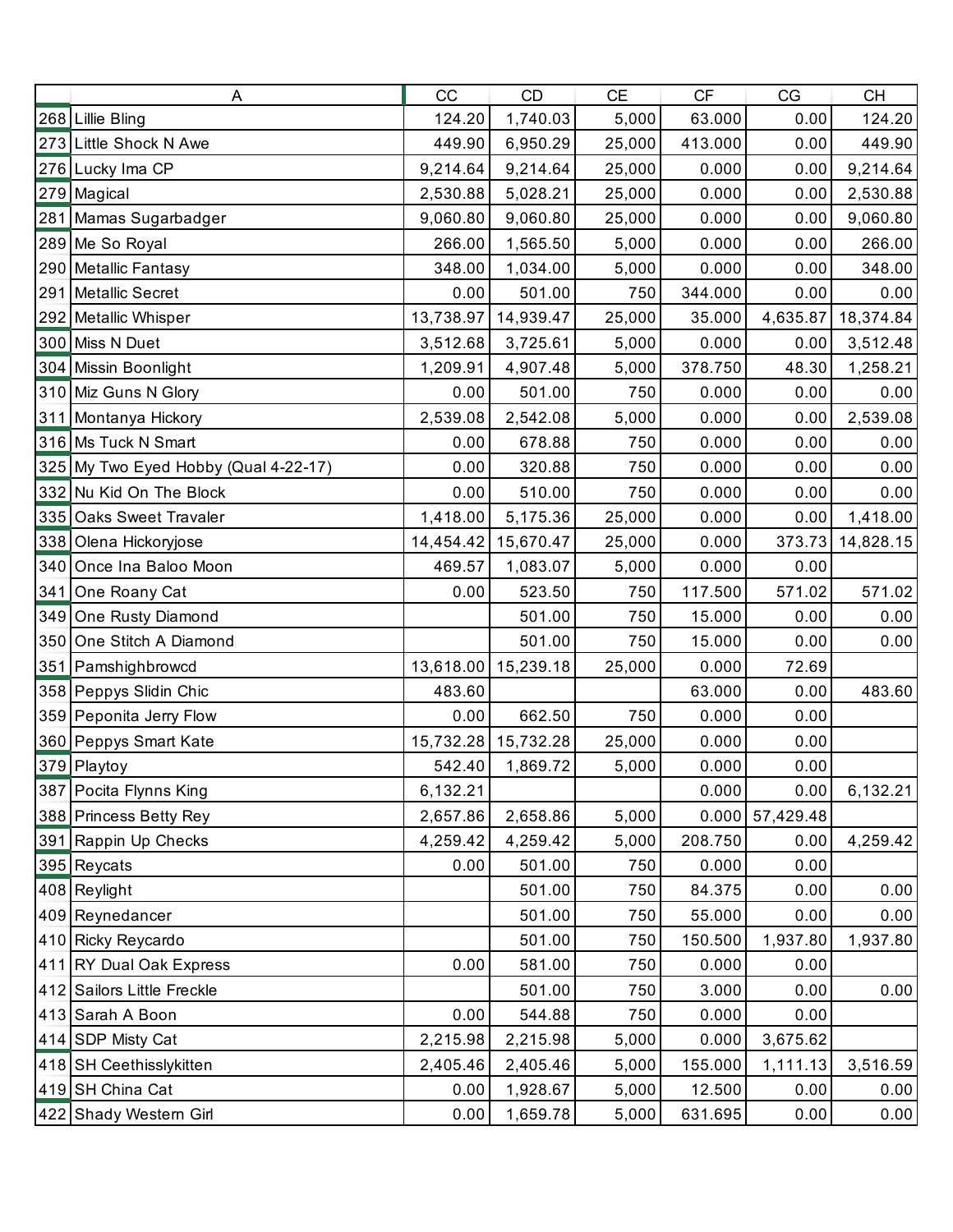| | A | CC | CD | CE | CF | CG | CH |
|---|---|---|---|---|---|---|---|
| 268 | Lillie Bling | 124.20 | 1,740.03 | 5,000 | 63.000 | 0.00 | 124.20 |
| 273 | Little Shock N Awe | 449.90 | 6,950.29 | 25,000 | 413.000 | 0.00 | 449.90 |
| 276 | Lucky Ima CP | 9,214.64 | 9,214.64 | 25,000 | 0.000 | 0.00 | 9,214.64 |
| 279 | Magical | 2,530.88 | 5,028.21 | 25,000 | 0.000 | 0.00 | 2,530.88 |
| 281 | Mamas Sugarbadger | 9,060.80 | 9,060.80 | 25,000 | 0.000 | 0.00 | 9,060.80 |
| 289 | Me So Royal | 266.00 | 1,565.50 | 5,000 | 0.000 | 0.00 | 266.00 |
| 290 | Metallic Fantasy | 348.00 | 1,034.00 | 5,000 | 0.000 | 0.00 | 348.00 |
| 291 | Metallic Secret | 0.00 | 501.00 | 750 | 344.000 | 0.00 | 0.00 |
| 292 | Metallic Whisper | 13,738.97 | 14,939.47 | 25,000 | 35.000 | 4,635.87 | 18,374.84 |
| 300 | Miss N Duet | 3,512.68 | 3,725.61 | 5,000 | 0.000 | 0.00 | 3,512.48 |
| 304 | Missin Boonlight | 1,209.91 | 4,907.48 | 5,000 | 378.750 | 48.30 | 1,258.21 |
| 310 | Miz Guns N Glory | 0.00 | 501.00 | 750 | 0.000 | 0.00 | 0.00 |
| 311 | Montanya Hickory | 2,539.08 | 2,542.08 | 5,000 | 0.000 | 0.00 | 2,539.08 |
| 316 | Ms Tuck N Smart | 0.00 | 678.88 | 750 | 0.000 | 0.00 | 0.00 |
| 325 | My Two Eyed Hobby (Qual 4-22-17) | 0.00 | 320.88 | 750 | 0.000 | 0.00 | 0.00 |
| 332 | Nu Kid On The Block | 0.00 | 510.00 | 750 | 0.000 | 0.00 | 0.00 |
| 335 | Oaks Sweet Travaler | 1,418.00 | 5,175.36 | 25,000 | 0.000 | 0.00 | 1,418.00 |
| 338 | Olena Hickoryjose | 14,454.42 | 15,670.47 | 25,000 | 0.000 | 373.73 | 14,828.15 |
| 340 | Once Ina Baloo Moon | 469.57 | 1,083.07 | 5,000 | 0.000 | 0.00 | |
| 341 | One Roany Cat | 0.00 | 523.50 | 750 | 117.500 | 571.02 | 571.02 |
| 349 | One Rusty Diamond | | 501.00 | 750 | 15.000 | 0.00 | 0.00 |
| 350 | One Stitch A Diamond | | 501.00 | 750 | 15.000 | 0.00 | 0.00 |
| 351 | Pamshighbrowcd | 13,618.00 | 15,239.18 | 25,000 | 0.000 | 72.69 | |
| 358 | Peppys Slidin Chic | 483.60 | | | 63.000 | 0.00 | 483.60 |
| 359 | Peponita Jerry Flow | 0.00 | 662.50 | 750 | 0.000 | 0.00 | |
| 360 | Peppys Smart Kate | 15,732.28 | 15,732.28 | 25,000 | 0.000 | 0.00 | |
| 379 | Playtoy | 542.40 | 1,869.72 | 5,000 | 0.000 | 0.00 | |
| 387 | Pocita Flynns King | 6,132.21 | | | 0.000 | 0.00 | 6,132.21 |
| 388 | Princess Betty Rey | 2,657.86 | 2,658.86 | 5,000 | 0.000 | 57,429.48 | |
| 391 | Rappin Up Checks | 4,259.42 | 4,259.42 | 5,000 | 208.750 | 0.00 | 4,259.42 |
| 395 | Reycats | 0.00 | 501.00 | 750 | 0.000 | 0.00 | |
| 408 | Reylight | | 501.00 | 750 | 84.375 | 0.00 | 0.00 |
| 409 | Reynedancer | | 501.00 | 750 | 55.000 | 0.00 | 0.00 |
| 410 | Ricky Reycardo | | 501.00 | 750 | 150.500 | 1,937.80 | 1,937.80 |
| 411 | RY Dual Oak Express | 0.00 | 581.00 | 750 | 0.000 | 0.00 | |
| 412 | Sailors Little Freckle | | 501.00 | 750 | 3.000 | 0.00 | 0.00 |
| 413 | Sarah A Boon | 0.00 | 544.88 | 750 | 0.000 | 0.00 | |
| 414 | SDP Misty Cat | 2,215.98 | 2,215.98 | 5,000 | 0.000 | 3,675.62 | |
| 418 | SH Ceethisslykitten | 2,405.46 | 2,405.46 | 5,000 | 155.000 | 1,111.13 | 3,516.59 |
| 419 | SH China Cat | 0.00 | 1,928.67 | 5,000 | 12.500 | 0.00 | 0.00 |
| 422 | Shady Western Girl | 0.00 | 1,659.78 | 5,000 | 631.695 | 0.00 | 0.00 |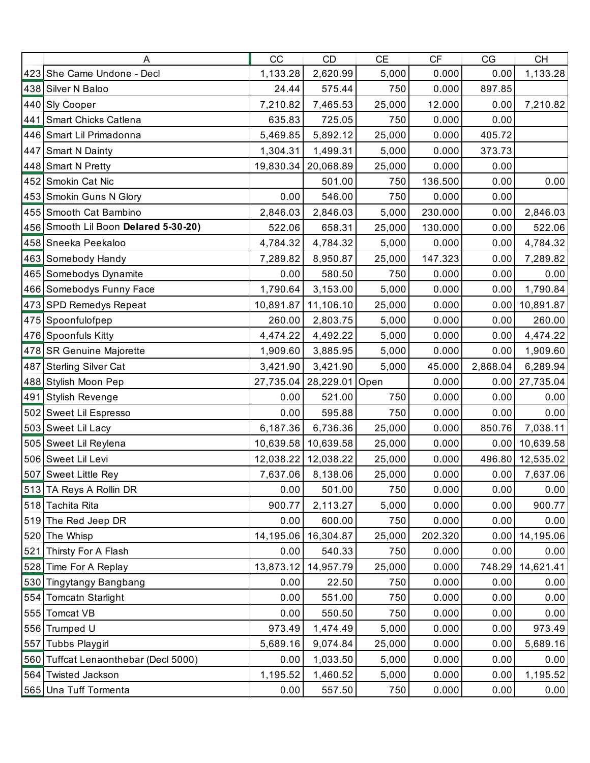| | A | CC | CD | CE | CF | CG | CH |
|---|---|---|---|---|---|---|---|
| 423 | She Came Undone - Decl | 1,133.28 | 2,620.99 | 5,000 | 0.000 | 0.00 | 1,133.28 |
| 438 | Silver N Baloo | 24.44 | 575.44 | 750 | 0.000 | 897.85 | |
| 440 | Sly Cooper | 7,210.82 | 7,465.53 | 25,000 | 12.000 | 0.00 | 7,210.82 |
| 441 | Smart Chicks Catlena | 635.83 | 725.05 | 750 | 0.000 | 0.00 | |
| 446 | Smart Lil Primadonna | 5,469.85 | 5,892.12 | 25,000 | 0.000 | 405.72 | |
| 447 | Smart N Dainty | 1,304.31 | 1,499.31 | 5,000 | 0.000 | 373.73 | |
| 448 | Smart N Pretty | 19,830.34 | 20,068.89 | 25,000 | 0.000 | 0.00 | |
| 452 | Smokin Cat Nic | | 501.00 | 750 | 136.500 | 0.00 | 0.00 |
| 453 | Smokin Guns N Glory | 0.00 | 546.00 | 750 | 0.000 | 0.00 | |
| 455 | Smooth Cat Bambino | 2,846.03 | 2,846.03 | 5,000 | 230.000 | 0.00 | 2,846.03 |
| 456 | Smooth Lil Boon **Delared 5-30-20)** | 522.06 | 658.31 | 25,000 | 130.000 | 0.00 | 522.06 |
| 458 | Sneeka Peekaloo | 4,784.32 | 4,784.32 | 5,000 | 0.000 | 0.00 | 4,784.32 |
| 463 | Somebody Handy | 7,289.82 | 8,950.87 | 25,000 | 147.323 | 0.00 | 7,289.82 |
| 465 | Somebodys Dynamite | 0.00 | 580.50 | 750 | 0.000 | 0.00 | 0.00 |
| 466 | Somebodys Funny Face | 1,790.64 | 3,153.00 | 5,000 | 0.000 | 0.00 | 1,790.84 |
| 473 | SPD Remedys Repeat | 10,891.87 | 11,106.10 | 25,000 | 0.000 | 0.00 | 10,891.87 |
| 475 | Spoonfulofpep | 260.00 | 2,803.75 | 5,000 | 0.000 | 0.00 | 260.00 |
| 476 | Spoonfuls Kitty | 4,474.22 | 4,492.22 | 5,000 | 0.000 | 0.00 | 4,474.22 |
| 478 | SR Genuine Majorette | 1,909.60 | 3,885.95 | 5,000 | 0.000 | 0.00 | 1,909.60 |
| 487 | Sterling Silver Cat | 3,421.90 | 3,421.90 | 5,000 | 45.000 | 2,868.04 | 6,289.94 |
| 488 | Stylish Moon Pep | 27,735.04 | 28,229.01 | Open | 0.000 | 0.00 | 27,735.04 |
| 491 | Stylish Revenge | 0.00 | 521.00 | 750 | 0.000 | 0.00 | 0.00 |
| 502 | Sweet Lil Espresso | 0.00 | 595.88 | 750 | 0.000 | 0.00 | 0.00 |
| 503 | Sweet Lil Lacy | 6,187.36 | 6,736.36 | 25,000 | 0.000 | 850.76 | 7,038.11 |
| 505 | Sweet Lil Reylena | 10,639.58 | 10,639.58 | 25,000 | 0.000 | 0.00 | 10,639.58 |
| 506 | Sweet Lil Levi | 12,038.22 | 12,038.22 | 25,000 | 0.000 | 496.80 | 12,535.02 |
| 507 | Sweet Little Rey | 7,637.06 | 8,138.06 | 25,000 | 0.000 | 0.00 | 7,637.06 |
| 513 | TA Reys A Rollin DR | 0.00 | 501.00 | 750 | 0.000 | 0.00 | 0.00 |
| 518 | Tachita Rita | 900.77 | 2,113.27 | 5,000 | 0.000 | 0.00 | 900.77 |
| 519 | The Red Jeep DR | 0.00 | 600.00 | 750 | 0.000 | 0.00 | 0.00 |
| 520 | The Whisp | 14,195.06 | 16,304.87 | 25,000 | 202.320 | 0.00 | 14,195.06 |
| 521 | Thirsty For A Flash | 0.00 | 540.33 | 750 | 0.000 | 0.00 | 0.00 |
| 528 | Time For A Replay | 13,873.12 | 14,957.79 | 25,000 | 0.000 | 748.29 | 14,621.41 |
| 530 | Tingytangy Bangbang | 0.00 | 22.50 | 750 | 0.000 | 0.00 | 0.00 |
| 554 | Tomcatn Starlight | 0.00 | 551.00 | 750 | 0.000 | 0.00 | 0.00 |
| 555 | Tomcat VB | 0.00 | 550.50 | 750 | 0.000 | 0.00 | 0.00 |
| 556 | Trumped U | 973.49 | 1,474.49 | 5,000 | 0.000 | 0.00 | 973.49 |
| 557 | Tubbs Playgirl | 5,689.16 | 9,074.84 | 25,000 | 0.000 | 0.00 | 5,689.16 |
| 560 | Tuffcat Lenaonthebar (Decl 5000) | 0.00 | 1,033.50 | 5,000 | 0.000 | 0.00 | 0.00 |
| 564 | Twisted Jackson | 1,195.52 | 1,460.52 | 5,000 | 0.000 | 0.00 | 1,195.52 |
| 565 | Una Tuff Tormenta | 0.00 | 557.50 | 750 | 0.000 | 0.00 | 0.00 |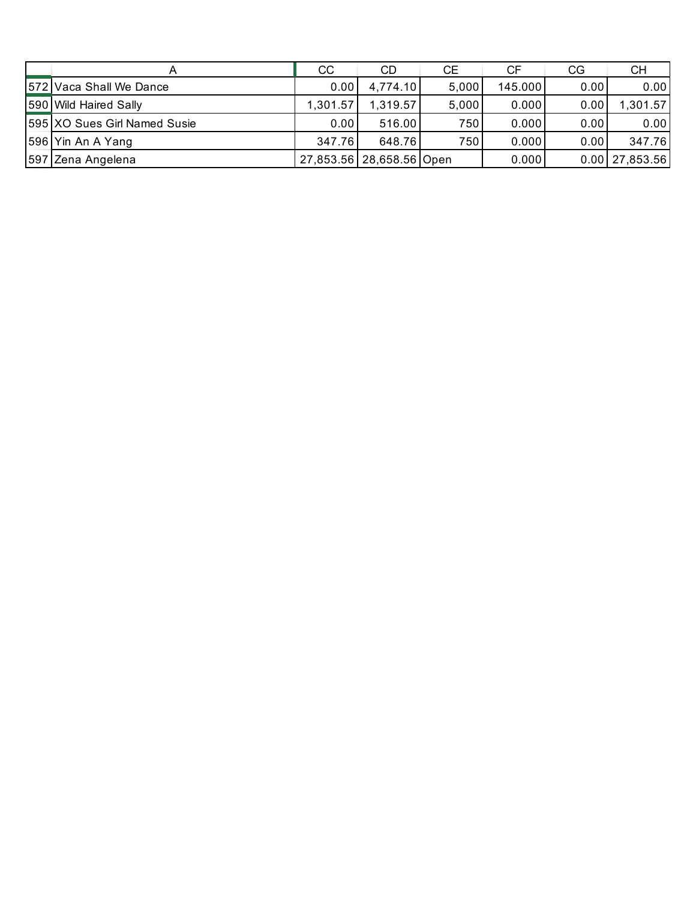| | A | CC | CD | CE | CF | CG | CH |
|---|---|---|---|---|---|---|---|
| 572 | Vaca Shall We Dance | 0.00 | 4,774.10 | 5,000 | 145.000 | 0.00 | 0.00 |
| 590 | Wild Haired Sally | 1,301.57 | 1,319.57 | 5,000 | 0.000 | 0.00 | 1,301.57 |
| 595 | XO Sues Girl Named Susie | 0.00 | 516.00 | 750 | 0.000 | 0.00 | 0.00 |
| 596 | Yin An A Yang | 347.76 | 648.76 | 750 | 0.000 | 0.00 | 347.76 |
| 597 | Zena Angelena | 27,853.56 | 28,658.56 | Open | 0.000 | 0.00 | 27,853.56 |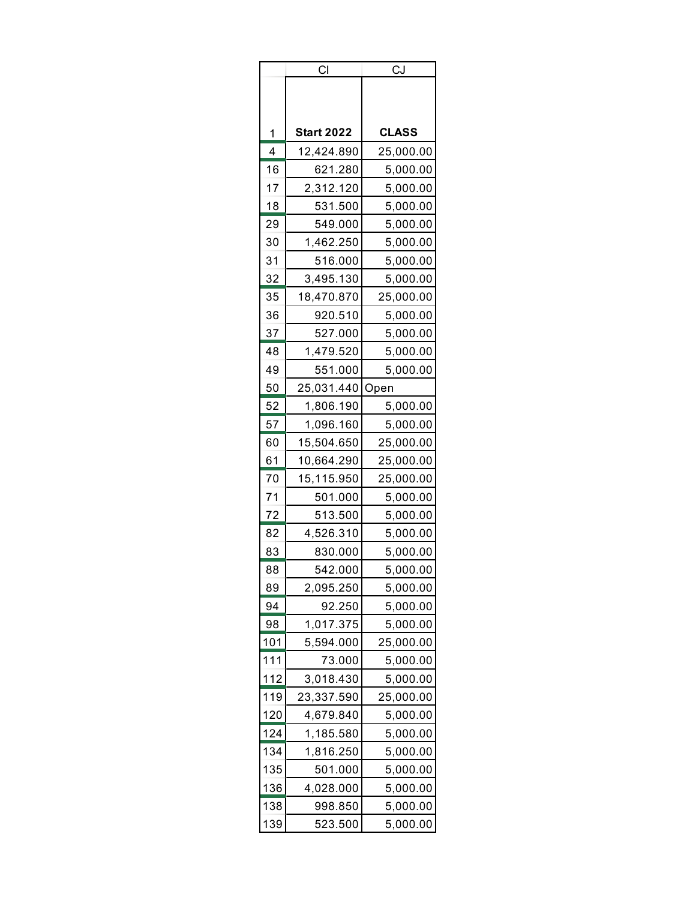| | CI | CJ |
|---|---|---|
| 1 | **Start 2022** | **CLASS** |
| 4 | 12,424.890 | 25,000.00 |
| 16 | 621.280 | 5,000.00 |
| 17 | 2,312.120 | 5,000.00 |
| 18 | 531.500 | 5,000.00 |
| 29 | 549.000 | 5,000.00 |
| 30 | 1,462.250 | 5,000.00 |
| 31 | 516.000 | 5,000.00 |
| 32 | 3,495.130 | 5,000.00 |
| 35 | 18,470.870 | 25,000.00 |
| 36 | 920.510 | 5,000.00 |
| 37 | 527.000 | 5,000.00 |
| 48 | 1,479.520 | 5,000.00 |
| 49 | 551.000 | 5,000.00 |
| 50 | 25,031.440 | Open |
| 52 | 1,806.190 | 5,000.00 |
| 57 | 1,096.160 | 5,000.00 |
| 60 | 15,504.650 | 25,000.00 |
| 61 | 10,664.290 | 25,000.00 |
| 70 | 15,115.950 | 25,000.00 |
| 71 | 501.000 | 5,000.00 |
| 72 | 513.500 | 5,000.00 |
| 82 | 4,526.310 | 5,000.00 |
| 83 | 830.000 | 5,000.00 |
| 88 | 542.000 | 5,000.00 |
| 89 | 2,095.250 | 5,000.00 |
| 94 | 92.250 | 5,000.00 |
| 98 | 1,017.375 | 5,000.00 |
| 101 | 5,594.000 | 25,000.00 |
| 111 | 73.000 | 5,000.00 |
| 112 | 3,018.430 | 5,000.00 |
| 119 | 23,337.590 | 25,000.00 |
| 120 | 4,679.840 | 5,000.00 |
| 124 | 1,185.580 | 5,000.00 |
| 134 | 1,816.250 | 5,000.00 |
| 135 | 501.000 | 5,000.00 |
| 136 | 4,028.000 | 5,000.00 |
| 138 | 998.850 | 5,000.00 |
| 139 | 523.500 | 5,000.00 |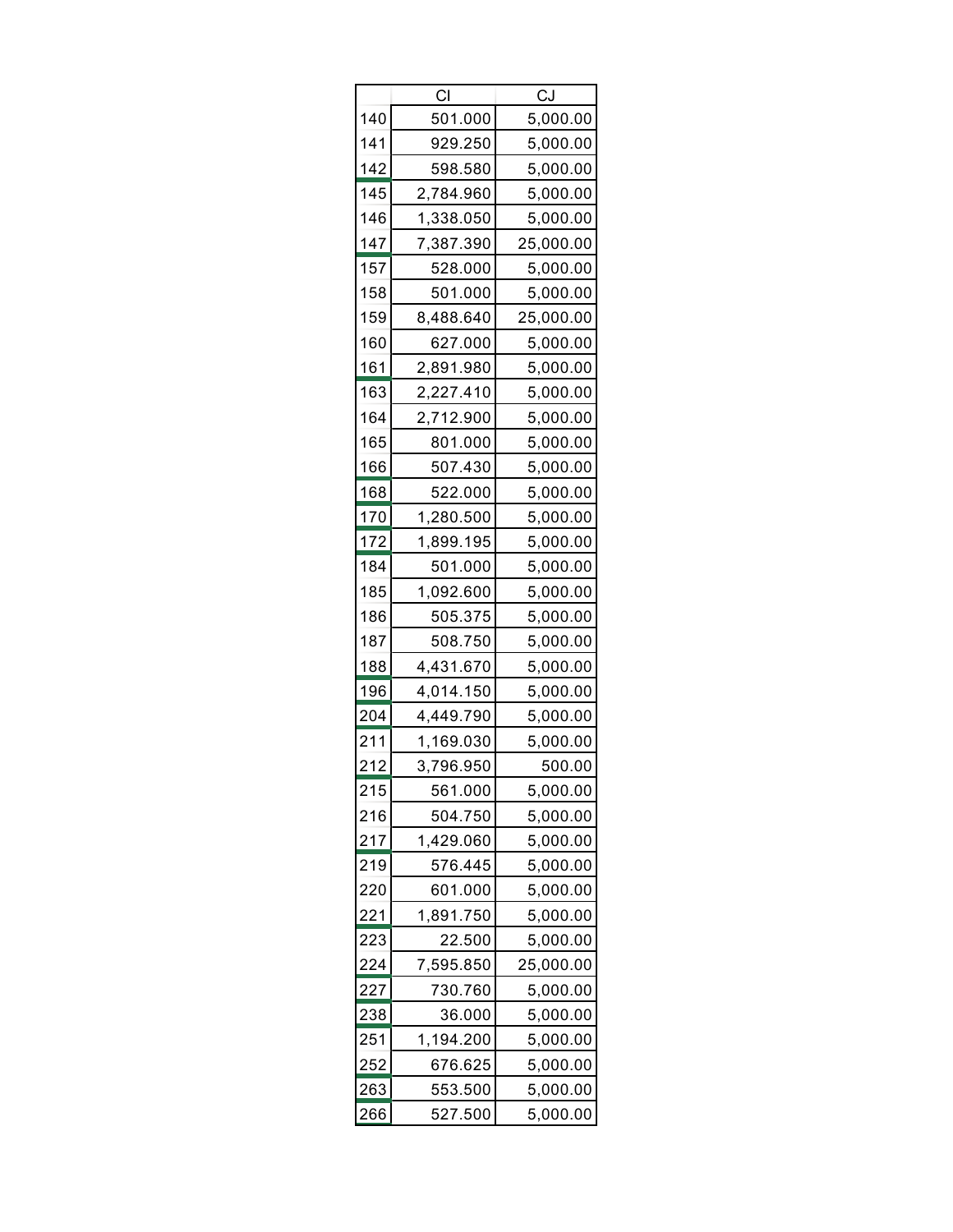| | CI | CJ |
|---|---|---|
| 140 | 501.000 | 5,000.00 |
| 141 | 929.250 | 5,000.00 |
| 142 | 598.580 | 5,000.00 |
| 145 | 2,784.960 | 5,000.00 |
| 146 | 1,338.050 | 5,000.00 |
| 147 | 7,387.390 | 25,000.00 |
| 157 | 528.000 | 5,000.00 |
| 158 | 501.000 | 5,000.00 |
| 159 | 8,488.640 | 25,000.00 |
| 160 | 627.000 | 5,000.00 |
| 161 | 2,891.980 | 5,000.00 |
| 163 | 2,227.410 | 5,000.00 |
| 164 | 2,712.900 | 5,000.00 |
| 165 | 801.000 | 5,000.00 |
| 166 | 507.430 | 5,000.00 |
| 168 | 522.000 | 5,000.00 |
| 170 | 1,280.500 | 5,000.00 |
| 172 | 1,899.195 | 5,000.00 |
| 184 | 501.000 | 5,000.00 |
| 185 | 1,092.600 | 5,000.00 |
| 186 | 505.375 | 5,000.00 |
| 187 | 508.750 | 5,000.00 |
| 188 | 4,431.670 | 5,000.00 |
| 196 | 4,014.150 | 5,000.00 |
| 204 | 4,449.790 | 5,000.00 |
| 211 | 1,169.030 | 5,000.00 |
| 212 | 3,796.950 | 500.00 |
| 215 | 561.000 | 5,000.00 |
| 216 | 504.750 | 5,000.00 |
| 217 | 1,429.060 | 5,000.00 |
| 219 | 576.445 | 5,000.00 |
| 220 | 601.000 | 5,000.00 |
| 221 | 1,891.750 | 5,000.00 |
| 223 | 22.500 | 5,000.00 |
| 224 | 7,595.850 | 25,000.00 |
| 227 | 730.760 | 5,000.00 |
| 238 | 36.000 | 5,000.00 |
| 251 | 1,194.200 | 5,000.00 |
| 252 | 676.625 | 5,000.00 |
| 263 | 553.500 | 5,000.00 |
| 266 | 527.500 | 5,000.00 |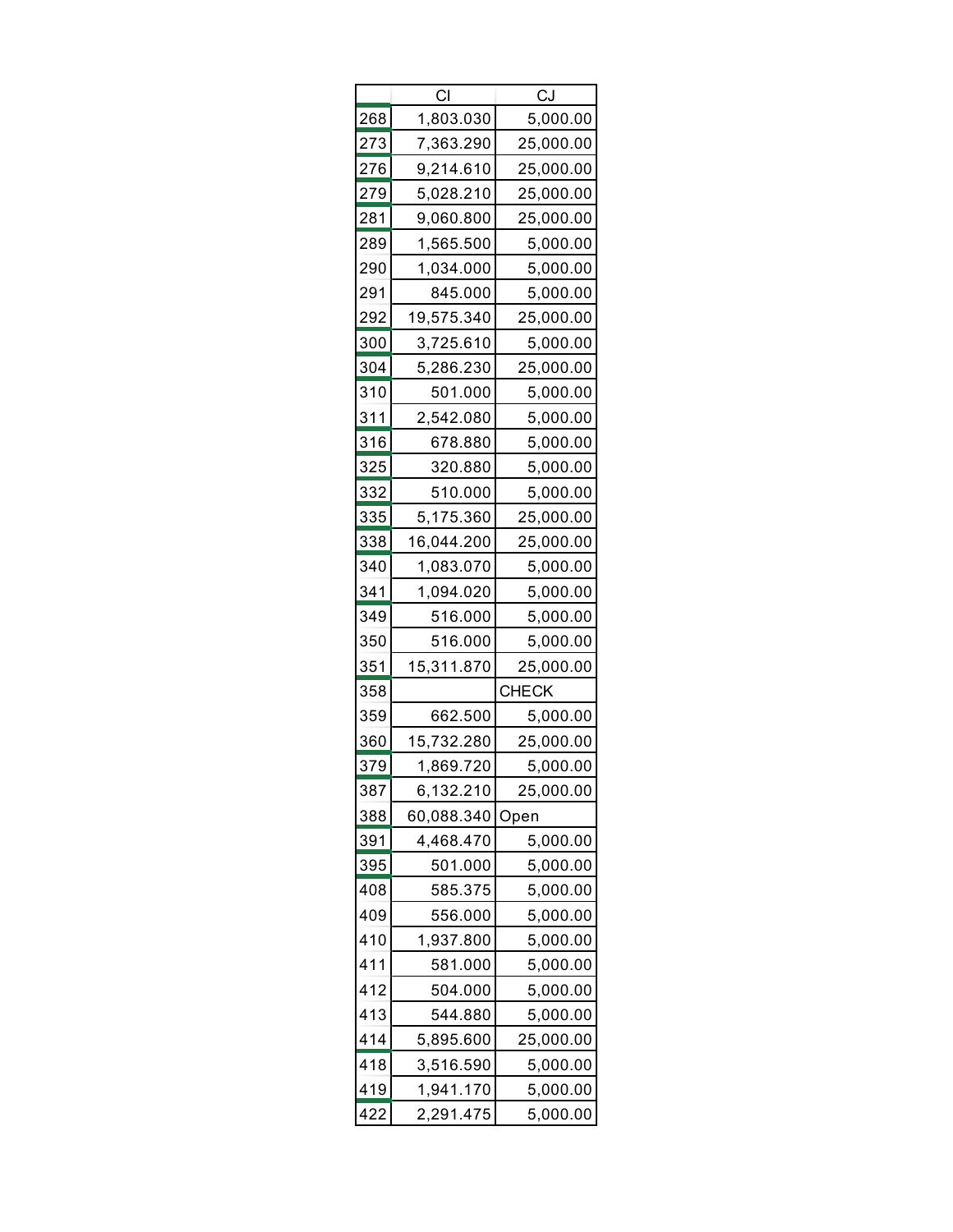| | CI | CJ |
|---|---|---|
| 268 | 1,803.030 | 5,000.00 |
| 273 | 7,363.290 | 25,000.00 |
| 276 | 9,214.610 | 25,000.00 |
| 279 | 5,028.210 | 25,000.00 |
| 281 | 9,060.800 | 25,000.00 |
| 289 | 1,565.500 | 5,000.00 |
| 290 | 1,034.000 | 5,000.00 |
| 291 | 845.000 | 5,000.00 |
| 292 | 19,575.340 | 25,000.00 |
| 300 | 3,725.610 | 5,000.00 |
| 304 | 5,286.230 | 25,000.00 |
| 310 | 501.000 | 5,000.00 |
| 311 | 2,542.080 | 5,000.00 |
| 316 | 678.880 | 5,000.00 |
| 325 | 320.880 | 5,000.00 |
| 332 | 510.000 | 5,000.00 |
| 335 | 5,175.360 | 25,000.00 |
| 338 | 16,044.200 | 25,000.00 |
| 340 | 1,083.070 | 5,000.00 |
| 341 | 1,094.020 | 5,000.00 |
| 349 | 516.000 | 5,000.00 |
| 350 | 516.000 | 5,000.00 |
| 351 | 15,311.870 | 25,000.00 |
| 358 | | CHECK |
| 359 | 662.500 | 5,000.00 |
| 360 | 15,732.280 | 25,000.00 |
| 379 | 1,869.720 | 5,000.00 |
| 387 | 6,132.210 | 25,000.00 |
| 388 | 60,088.340 | Open |
| 391 | 4,468.470 | 5,000.00 |
| 395 | 501.000 | 5,000.00 |
| 408 | 585.375 | 5,000.00 |
| 409 | 556.000 | 5,000.00 |
| 410 | 1,937.800 | 5,000.00 |
| 411 | 581.000 | 5,000.00 |
| 412 | 504.000 | 5,000.00 |
| 413 | 544.880 | 5,000.00 |
| 414 | 5,895.600 | 25,000.00 |
| 418 | 3,516.590 | 5,000.00 |
| 419 | 1,941.170 | 5,000.00 |
| 422 | 2,291.475 | 5,000.00 |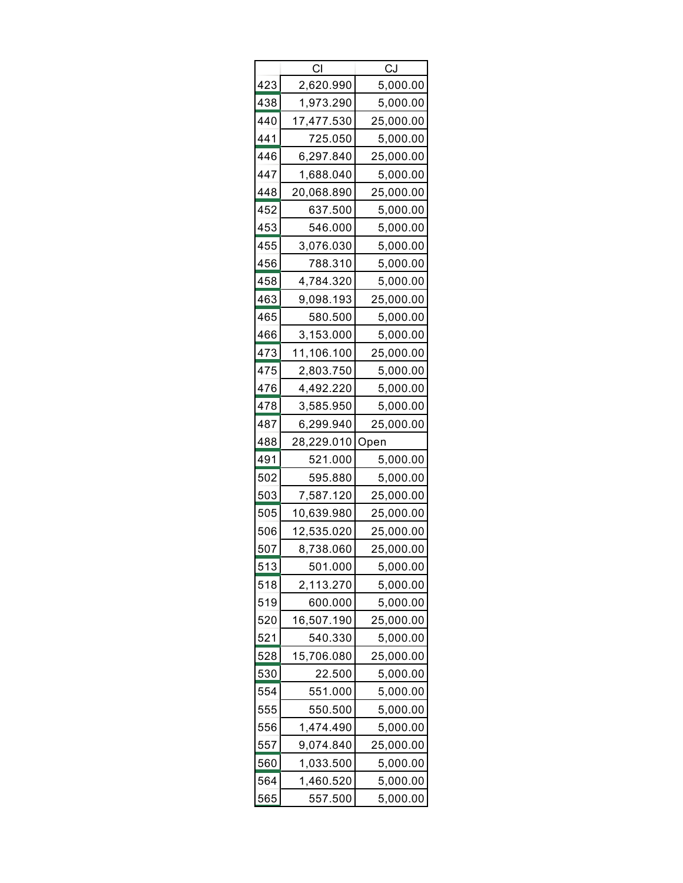| | CI | CJ |
|---|---|---|
| 423 | 2,620.990 | 5,000.00 |
| 438 | 1,973.290 | 5,000.00 |
| 440 | 17,477.530 | 25,000.00 |
| 441 | 725.050 | 5,000.00 |
| 446 | 6,297.840 | 25,000.00 |
| 447 | 1,688.040 | 5,000.00 |
| 448 | 20,068.890 | 25,000.00 |
| 452 | 637.500 | 5,000.00 |
| 453 | 546.000 | 5,000.00 |
| 455 | 3,076.030 | 5,000.00 |
| 456 | 788.310 | 5,000.00 |
| 458 | 4,784.320 | 5,000.00 |
| 463 | 9,098.193 | 25,000.00 |
| 465 | 580.500 | 5,000.00 |
| 466 | 3,153.000 | 5,000.00 |
| 473 | 11,106.100 | 25,000.00 |
| 475 | 2,803.750 | 5,000.00 |
| 476 | 4,492.220 | 5,000.00 |
| 478 | 3,585.950 | 5,000.00 |
| 487 | 6,299.940 | 25,000.00 |
| 488 | 28,229.010 | Open |
| 491 | 521.000 | 5,000.00 |
| 502 | 595.880 | 5,000.00 |
| 503 | 7,587.120 | 25,000.00 |
| 505 | 10,639.980 | 25,000.00 |
| 506 | 12,535.020 | 25,000.00 |
| 507 | 8,738.060 | 25,000.00 |
| 513 | 501.000 | 5,000.00 |
| 518 | 2,113.270 | 5,000.00 |
| 519 | 600.000 | 5,000.00 |
| 520 | 16,507.190 | 25,000.00 |
| 521 | 540.330 | 5,000.00 |
| 528 | 15,706.080 | 25,000.00 |
| 530 | 22.500 | 5,000.00 |
| 554 | 551.000 | 5,000.00 |
| 555 | 550.500 | 5,000.00 |
| 556 | 1,474.490 | 5,000.00 |
| 557 | 9,074.840 | 25,000.00 |
| 560 | 1,033.500 | 5,000.00 |
| 564 | 1,460.520 | 5,000.00 |
| 565 | 557.500 | 5,000.00 |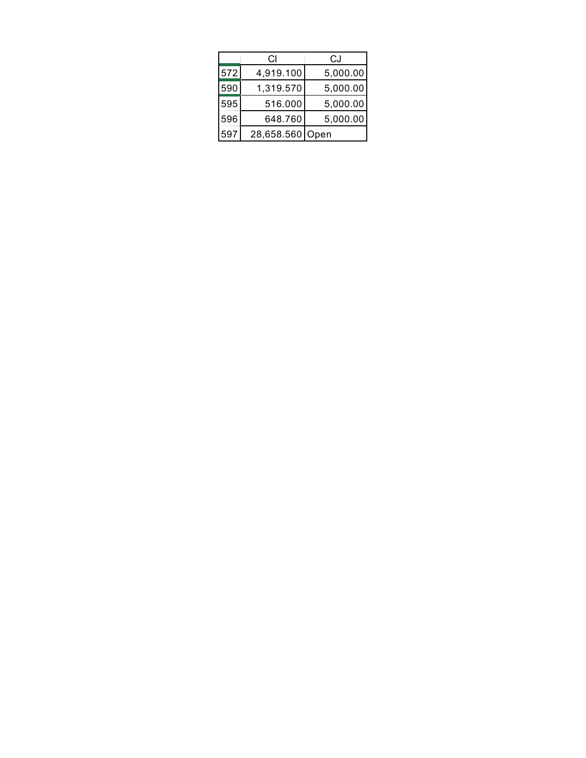| | CI | CJ |
|---|---|---|
| 572 | 4,919.100 | 5,000.00 |
| 590 | 1,319.570 | 5,000.00 |
| 595 | 516.000 | 5,000.00 |
| 596 | 648.760 | 5,000.00 |
| 597 | 28,658.560 | Open |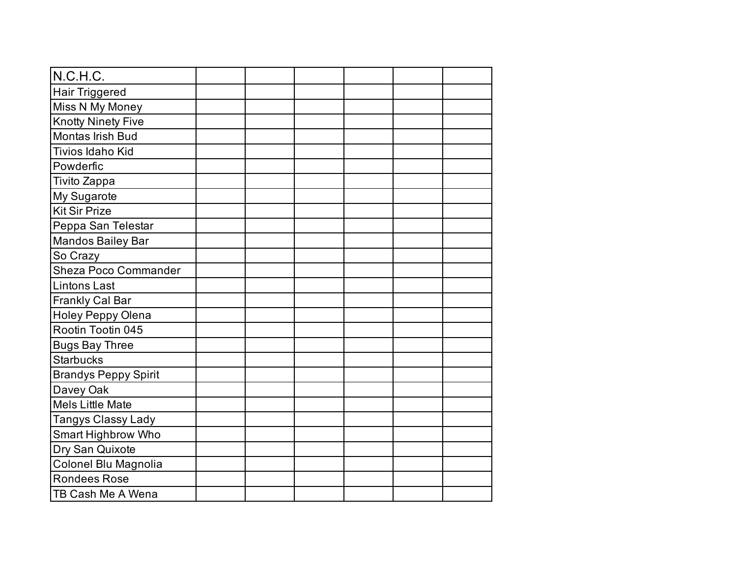| N.C.H.C. | | | | | | |
|---|---|---|---|---|---|---|
| Hair Triggered | | | | | | |
| Miss N My Money | | | | | | |
| Knotty Ninety Five | | | | | | |
| Montas Irish Bud | | | | | | |
| Tivios Idaho Kid | | | | | | |
| Powderfic | | | | | | |
| Tivito Zappa | | | | | | |
| My Sugarote | | | | | | |
| Kit Sir Prize | | | | | | |
| Peppa San Telestar | | | | | | |
| Mandos Bailey Bar | | | | | | |
| So Crazy | | | | | | |
| Sheza Poco Commander | | | | | | |
| Lintons Last | | | | | | |
| Frankly Cal Bar | | | | | | |
| Holey Peppy Olena | | | | | | |
| Rootin Tootin 045 | | | | | | |
| Bugs Bay Three | | | | | | |
| Starbucks | | | | | | |
| Brandys Peppy Spirit | | | | | | |
| Davey Oak | | | | | | |
| Mels Little Mate | | | | | | |
| Tangys Classy Lady | | | | | | |
| Smart Highbrow Who | | | | | | |
| Dry San Quixote | | | | | | |
| Colonel Blu Magnolia | | | | | | |
| Rondees Rose | | | | | | |
| TB Cash Me A Wena | | | | | | |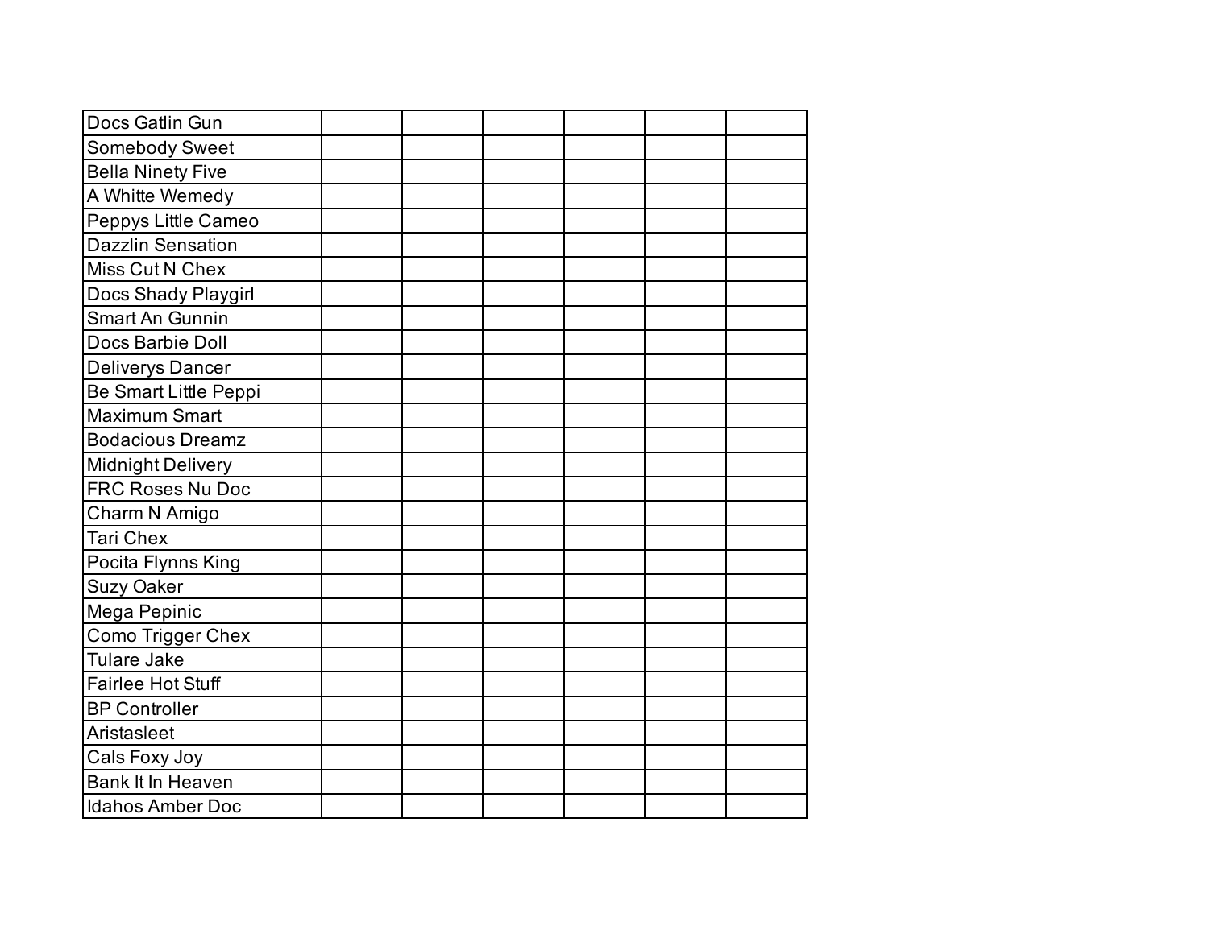| | | | | | | |
|---|---|---|---|---|---|---|
| Docs Gatlin Gun | | | | | | |
| Somebody Sweet | | | | | | |
| Bella Ninety Five | | | | | | |
| A Whitte Wemedy | | | | | | |
| Peppys Little Cameo | | | | | | |
| Dazzlin Sensation | | | | | | |
| Miss Cut N Chex | | | | | | |
| Docs Shady Playgirl | | | | | | |
| Smart An Gunnin | | | | | | |
| Docs Barbie Doll | | | | | | |
| Deliverys Dancer | | | | | | |
| Be Smart Little Peppi | | | | | | |
| Maximum Smart | | | | | | |
| Bodacious Dreamz | | | | | | |
| Midnight Delivery | | | | | | |
| FRC Roses Nu Doc | | | | | | |
| Charm N Amigo | | | | | | |
| Tari Chex | | | | | | |
| Pocita Flynns King | | | | | | |
| Suzy Oaker | | | | | | |
| Mega Pepinic | | | | | | |
| Como Trigger Chex | | | | | | |
| Tulare Jake | | | | | | |
| Fairlee Hot Stuff | | | | | | |
| BP Controller | | | | | | |
| Aristasleet | | | | | | |
| Cals Foxy Joy | | | | | | |
| Bank It In Heaven | | | | | | |
| Idahos Amber Doc | | | | | | |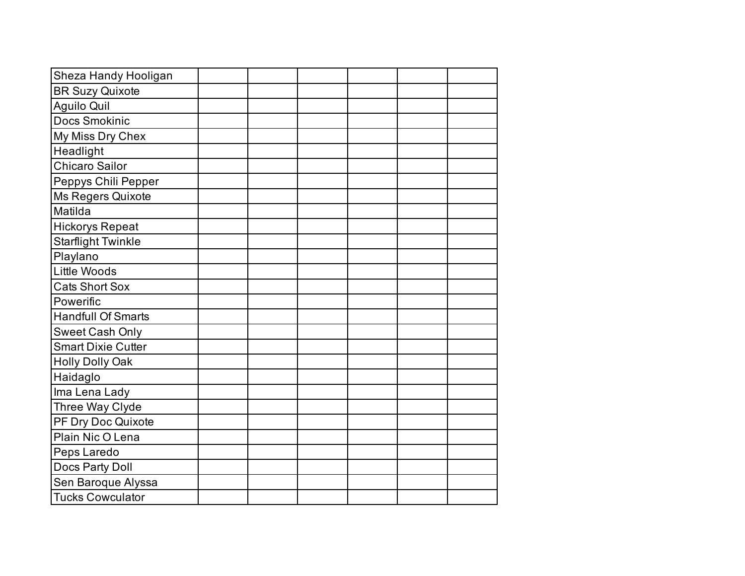| | | | | | | |
|---|---|---|---|---|---|---|
| Sheza Handy Hooligan | | | | | | |
| BR Suzy Quixote | | | | | | |
| Aguilo Quil | | | | | | |
| Docs Smokinic | | | | | | |
| My Miss Dry Chex | | | | | | |
| Headlight | | | | | | |
| Chicaro Sailor | | | | | | |
| Peppys Chili Pepper | | | | | | |
| Ms Regers Quixote | | | | | | |
| Matilda | | | | | | |
| Hickorys Repeat | | | | | | |
| Starflight Twinkle | | | | | | |
| Playlano | | | | | | |
| Little Woods | | | | | | |
| Cats Short Sox | | | | | | |
| Powerific | | | | | | |
| Handfull Of Smarts | | | | | | |
| Sweet Cash Only | | | | | | |
| Smart Dixie Cutter | | | | | | |
| Holly Dolly Oak | | | | | | |
| Haidaglo | | | | | | |
| Ima Lena Lady | | | | | | |
| Three Way Clyde | | | | | | |
| PF Dry Doc Quixote | | | | | | |
| Plain Nic O Lena | | | | | | |
| Peps Laredo | | | | | | |
| Docs Party Doll | | | | | | |
| Sen Baroque Alyssa | | | | | | |
| Tucks Cowculator | | | | | | |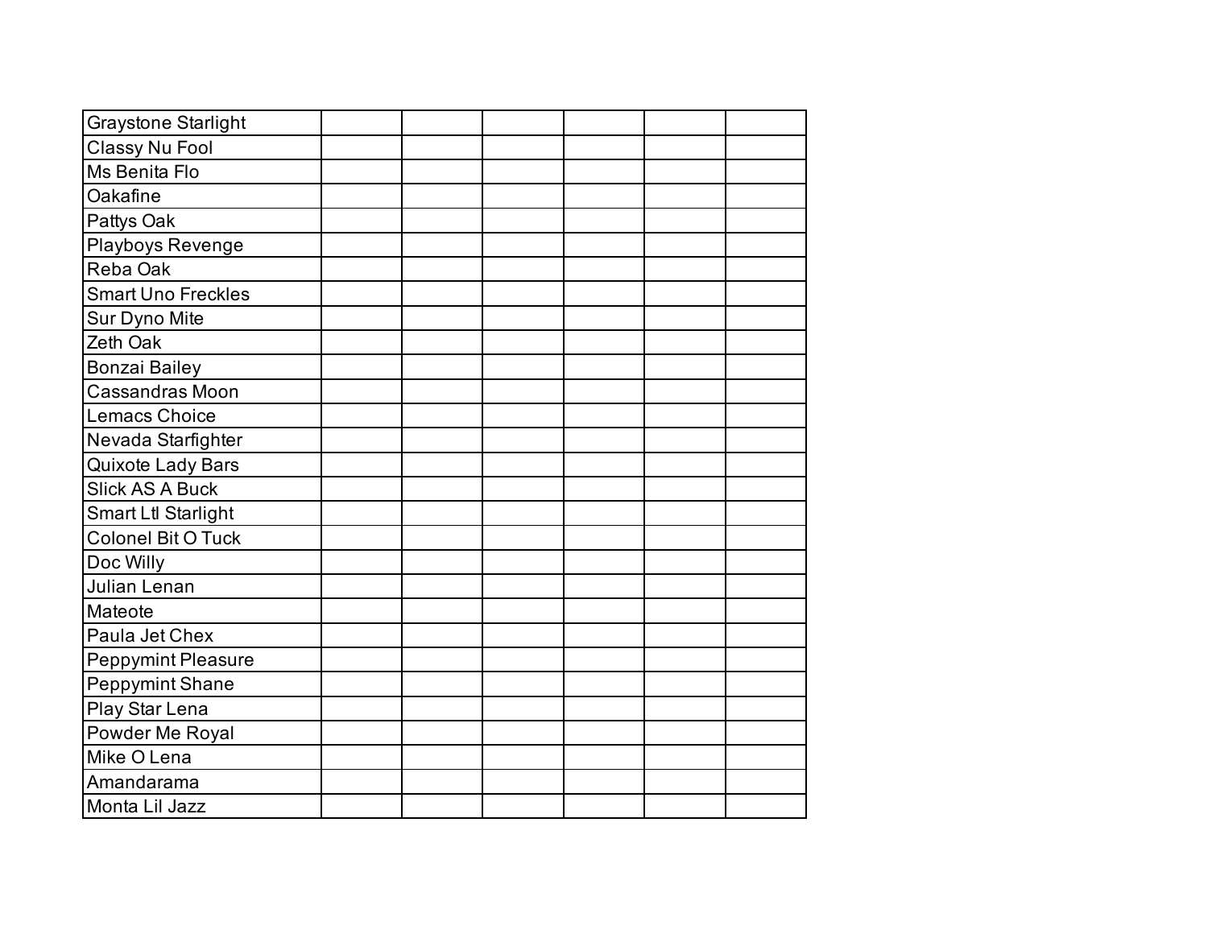| | | | | | | |
|---|---|---|---|---|---|---|
| Graystone Starlight | | | | | | |
| Classy Nu Fool | | | | | | |
| Ms Benita Flo | | | | | | |
| Oakafine | | | | | | |
| Pattys Oak | | | | | | |
| Playboys Revenge | | | | | | |
| Reba Oak | | | | | | |
| Smart Uno Freckles | | | | | | |
| Sur Dyno Mite | | | | | | |
| Zeth Oak | | | | | | |
| Bonzai Bailey | | | | | | |
| Cassandras Moon | | | | | | |
| Lemacs Choice | | | | | | |
| Nevada Starfighter | | | | | | |
| Quixote Lady Bars | | | | | | |
| Slick AS A Buck | | | | | | |
| Smart Ltl Starlight | | | | | | |
| Colonel Bit O Tuck | | | | | | |
| Doc Willy | | | | | | |
| Julian Lenan | | | | | | |
| Mateote | | | | | | |
| Paula Jet Chex | | | | | | |
| Peppymint Pleasure | | | | | | |
| Peppymint Shane | | | | | | |
| Play Star Lena | | | | | | |
| Powder Me Royal | | | | | | |
| Mike O Lena | | | | | | |
| Amandarama | | | | | | |
| Monta Lil Jazz | | | | | | |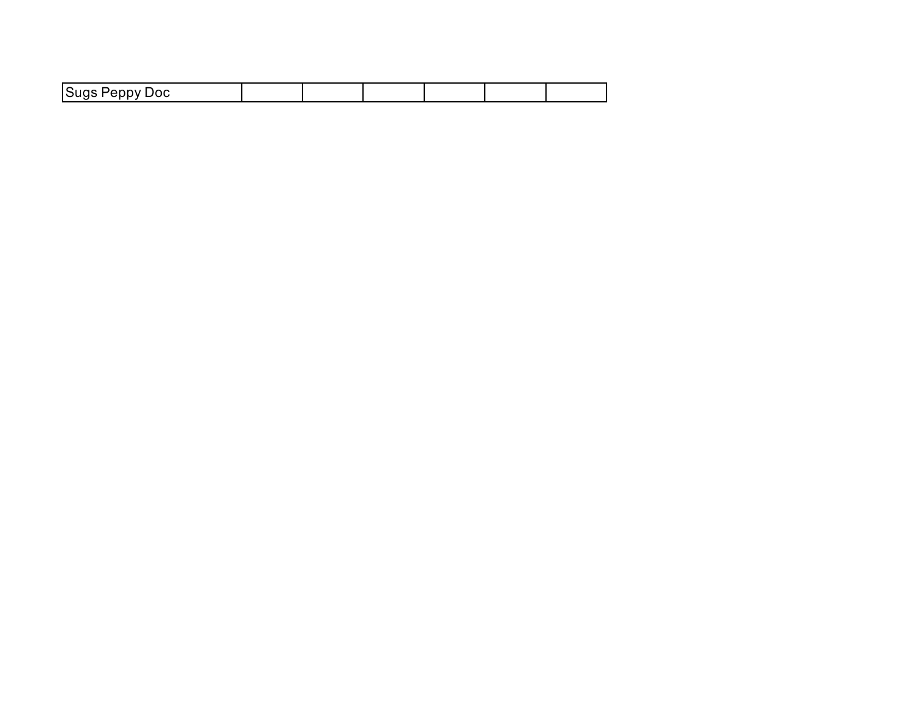| | | | | | | |
|---|---|---|---|---|---|---|
| Sugs Peppy Doc | | | | | | |